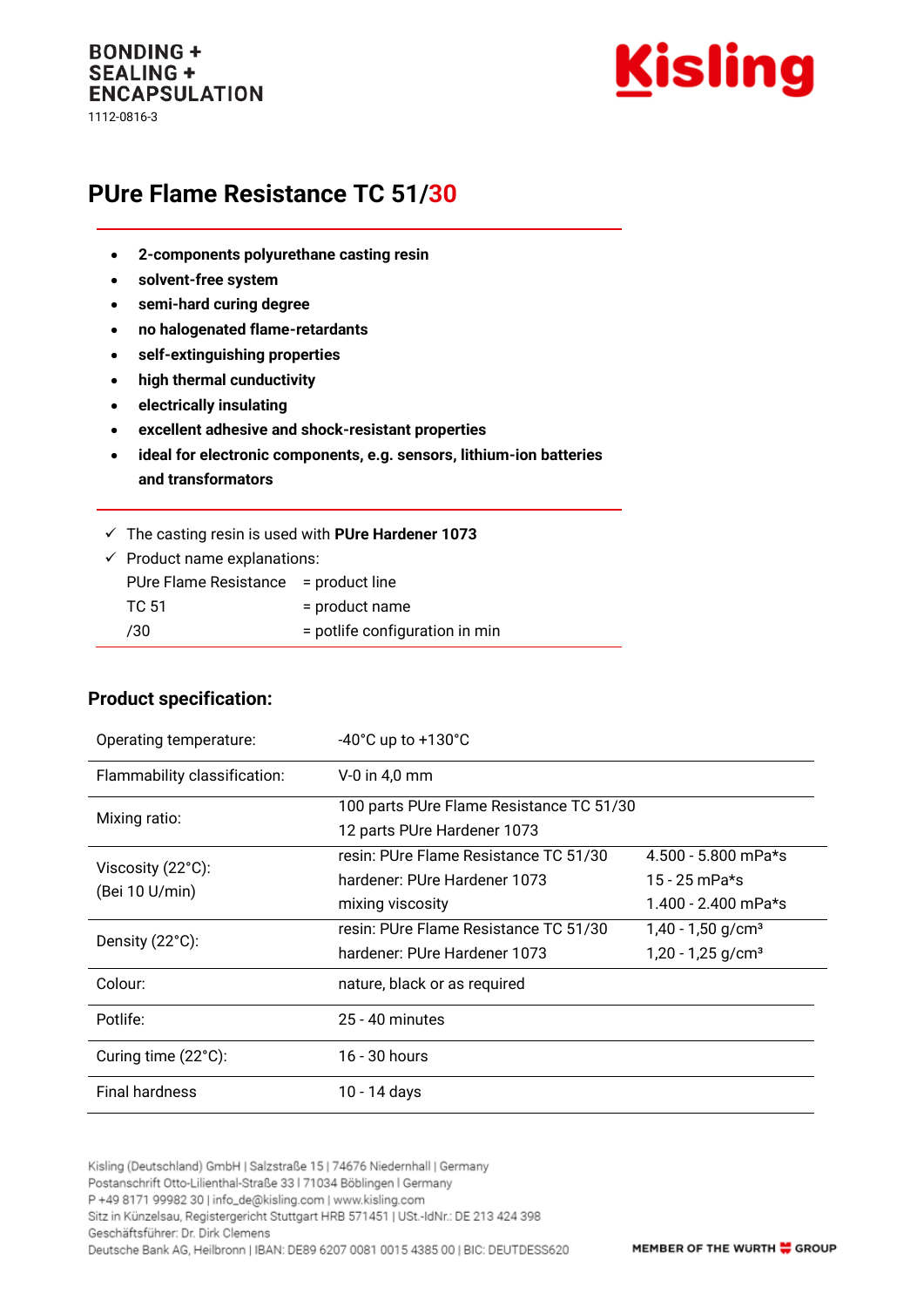BONDING +
SEALING +
ENCAPSULATION
1112-0816-3

Kisling

# PUre Flame Resistance TC 51/30

- **2-components polyurethane casting resin**
- **solvent-free system**
- **semi-hard curing degree**
- **no halogenated flame-retardants**
- **self-extinguishing properties**
- **high thermal cunductivity**
- **electrically insulating**
- **excellent adhesive and shock-resistant properties**
- **ideal for electronic components, e.g. sensors, lithium-ion batteries and transformators**

✓ The casting resin is used with **PUre Hardener 1073**

✓ Product name explanations:

| | |
|---|---|
| PUre Flame Resistance | = product line |
| TC 51 | = product name |
| /30 | = potlife configuration in min |

## Product specification:

| | | |
|---|---|---|
| Operating temperature: | -40°C up to +130°C | |
| Flammability classification: | V-0 in 4,0 mm | |
| Mixing ratio: | 100 parts PUre Flame Resistance TC 51/30<br>12 parts PUre Hardener 1073 | |
| Viscosity (22°C):<br>(Bei 10 U/min) | resin: PUre Flame Resistance TC 51/30<br>hardener: PUre Hardener 1073<br>mixing viscosity | 4.500 - 5.800 mPa*s<br>15 - 25 mPa*s<br>1.400 - 2.400 mPa*s |
| Density (22°C): | resin: PUre Flame Resistance TC 51/30<br>hardener: PUre Hardener 1073 | 1,40 - 1,50 g/cm³<br>1,20 - 1,25 g/cm³ |
| Colour: | nature, black or as required | |
| Potlife: | 25 - 40 minutes | |
| Curing time (22°C): | 16 - 30 hours | |
| Final hardness | 10 - 14 days | |

Kisling (Deutschland) GmbH | Salzstraße 15 | 74676 Niedernhall | Germany
Postanschrift Otto-Lilienthal-Straße 33 I 71034 Böblingen I Germany
P +49 8171 99982 30 | info_de@kisling.com | www.kisling.com
Sitz in Künzelsau, Registergericht Stuttgart HRB 571451 | USt.-IdNr.: DE 213 424 398
Geschäftsführer: Dr. Dirk Clemens
Deutsche Bank AG, Heilbronn | IBAN: DE89 6207 0081 0015 4385 00 | BIC: DEUTDESS620

MEMBER OF THE WURTH GROUP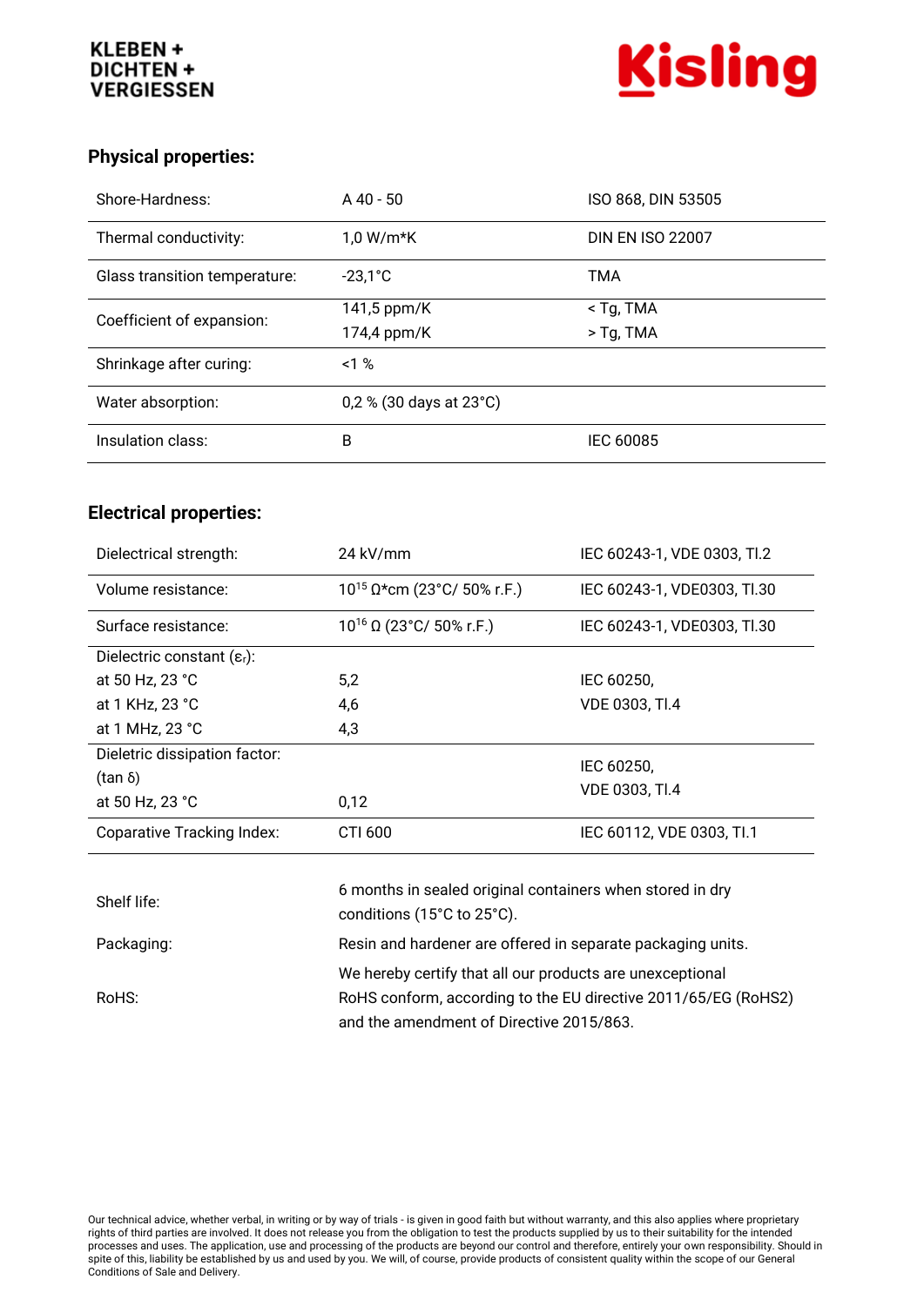## Physical properties:

| | | |
|---|---|---|
| Shore-Hardness: | A 40 - 50 | ISO 868, DIN 53505 |
| Thermal conductivity: | 1,0 W/m*K | DIN EN ISO 22007 |
| Glass transition temperature: | -23,1°C | TMA |
| Coefficient of expansion: | 141,5 ppm/K<br>174,4 ppm/K | < Tg, TMA<br>> Tg, TMA |
| Shrinkage after curing: | <1 % | |
| Water absorption: | 0,2 % (30 days at 23°C) | |
| Insulation class: | B | IEC 60085 |

## Electrical properties:

| | | |
|---|---|---|
| Dielectrical strength: | 24 kV/mm | IEC 60243-1, VDE 0303, Tl.2 |
| Volume resistance: | $10^{15}$ Ω*cm (23°C/ 50% r.F.) | IEC 60243-1, VDE0303, Tl.30 |
| Surface resistance: | $10^{16}$ Ω (23°C/ 50% r.F.) | IEC 60243-1, VDE0303, Tl.30 |
| Dielectric constant ($\varepsilon_r$):<br>at 50 Hz, 23 °C<br>at 1 KHz, 23 °C<br>at 1 MHz, 23 °C | <br>5,2<br>4,6<br>4,3 | IEC 60250,<br>VDE 0303, Tl.4 |
| Dieletric dissipation factor:<br>(tan δ)<br>at 50 Hz, 23 °C | <br><br>0,12 | IEC 60250,<br>VDE 0303, Tl.4 |
| Coparative Tracking Index: | CTI 600 | IEC 60112, VDE 0303, Tl.1 |

| | |
|---|---|
| Shelf life: | 6 months in sealed original containers when stored in dry conditions (15°C to 25°C). |
| Packaging: | Resin and hardener are offered in separate packaging units. |
| RoHS: | We hereby certify that all our products are unexceptional RoHS conform, according to the EU directive 2011/65/EG (RoHS2) and the amendment of Directive 2015/863. |

Our technical advice, whether verbal, in writing or by way of trials - is given in good faith but without warranty, and this also applies where proprietary rights of third parties are involved. It does not release you from the obligation to test the products supplied by us to their suitability for the intended processes and uses. The application, use and processing of the products are beyond our control and therefore, entirely your own responsibility. Should in spite of this, liability be established by us and used by you. We will, of course, provide products of consistent quality within the scope of our General Conditions of Sale and Delivery.